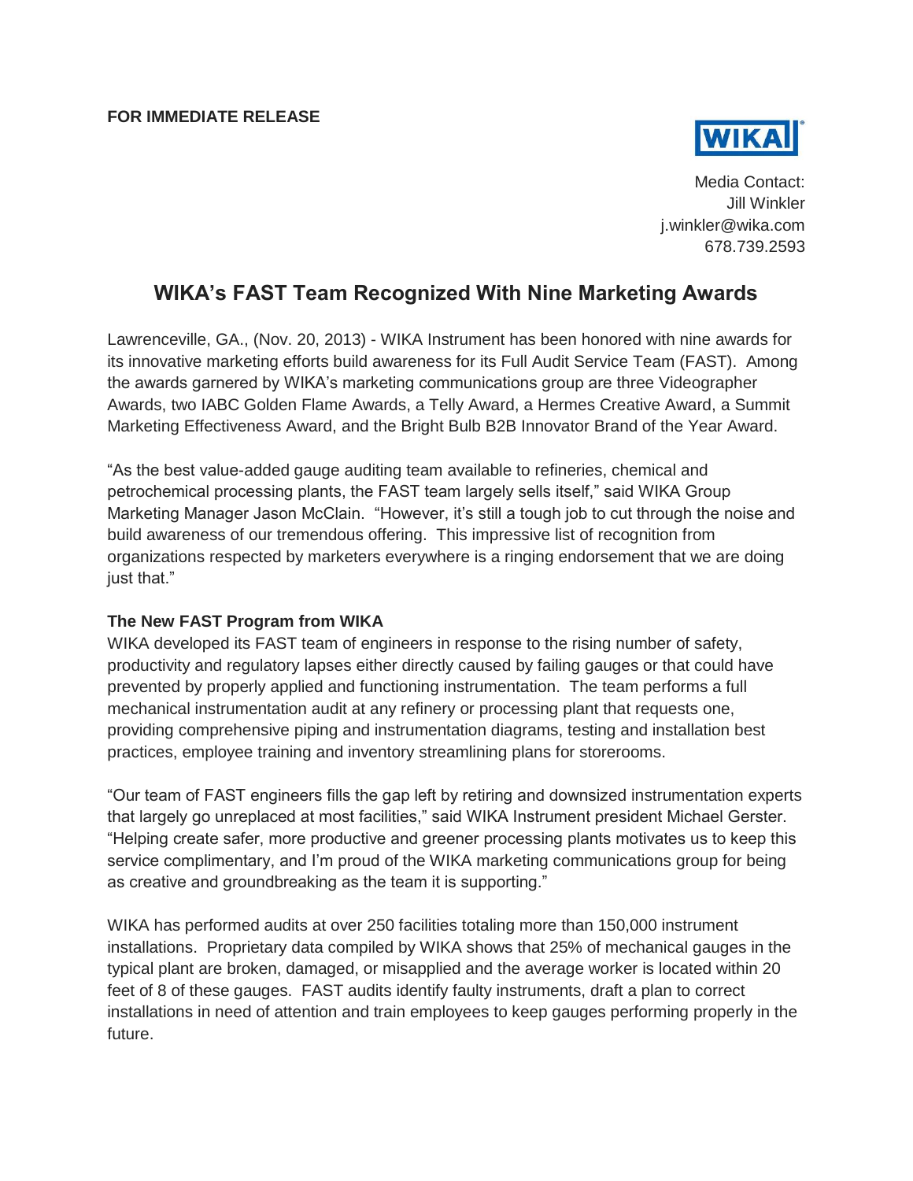**FOR IMMEDIATE RELEASE**

Media Contact:
Jill Winkler
j.winkler@wika.com
678.739.2593

# WIKA's FAST Team Recognized With Nine Marketing Awards

Lawrenceville, GA., (Nov. 20, 2013) - WIKA Instrument has been honored with nine awards for its innovative marketing efforts build awareness for its Full Audit Service Team (FAST). Among the awards garnered by WIKA's marketing communications group are three Videographer Awards, two IABC Golden Flame Awards, a Telly Award, a Hermes Creative Award, a Summit Marketing Effectiveness Award, and the Bright Bulb B2B Innovator Brand of the Year Award.

"As the best value-added gauge auditing team available to refineries, chemical and petrochemical processing plants, the FAST team largely sells itself," said WIKA Group Marketing Manager Jason McClain. "However, it's still a tough job to cut through the noise and build awareness of our tremendous offering. This impressive list of recognition from organizations respected by marketers everywhere is a ringing endorsement that we are doing just that."

**The New FAST Program from WIKA**

WIKA developed its FAST team of engineers in response to the rising number of safety, productivity and regulatory lapses either directly caused by failing gauges or that could have prevented by properly applied and functioning instrumentation. The team performs a full mechanical instrumentation audit at any refinery or processing plant that requests one, providing comprehensive piping and instrumentation diagrams, testing and installation best practices, employee training and inventory streamlining plans for storerooms.

"Our team of FAST engineers fills the gap left by retiring and downsized instrumentation experts that largely go unreplaced at most facilities," said WIKA Instrument president Michael Gerster. "Helping create safer, more productive and greener processing plants motivates us to keep this service complimentary, and I'm proud of the WIKA marketing communications group for being as creative and groundbreaking as the team it is supporting."

WIKA has performed audits at over 250 facilities totaling more than 150,000 instrument installations. Proprietary data compiled by WIKA shows that 25% of mechanical gauges in the typical plant are broken, damaged, or misapplied and the average worker is located within 20 feet of 8 of these gauges. FAST audits identify faulty instruments, draft a plan to correct installations in need of attention and train employees to keep gauges performing properly in the future.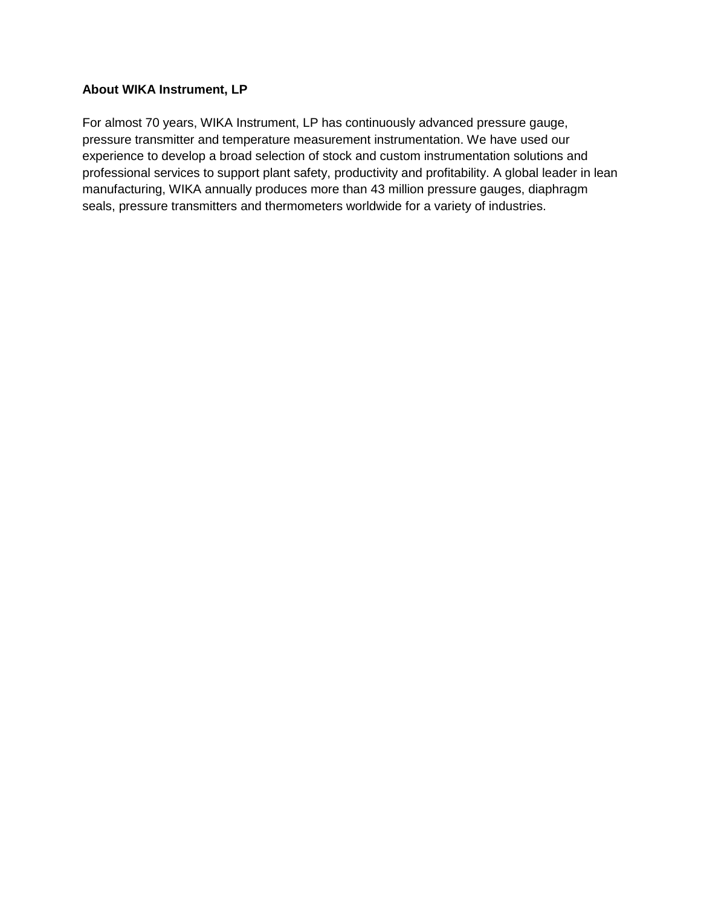**About WIKA Instrument, LP**

For almost 70 years, WIKA Instrument, LP has continuously advanced pressure gauge, pressure transmitter and temperature measurement instrumentation. We have used our experience to develop a broad selection of stock and custom instrumentation solutions and professional services to support plant safety, productivity and profitability. A global leader in lean manufacturing, WIKA annually produces more than 43 million pressure gauges, diaphragm seals, pressure transmitters and thermometers worldwide for a variety of industries.